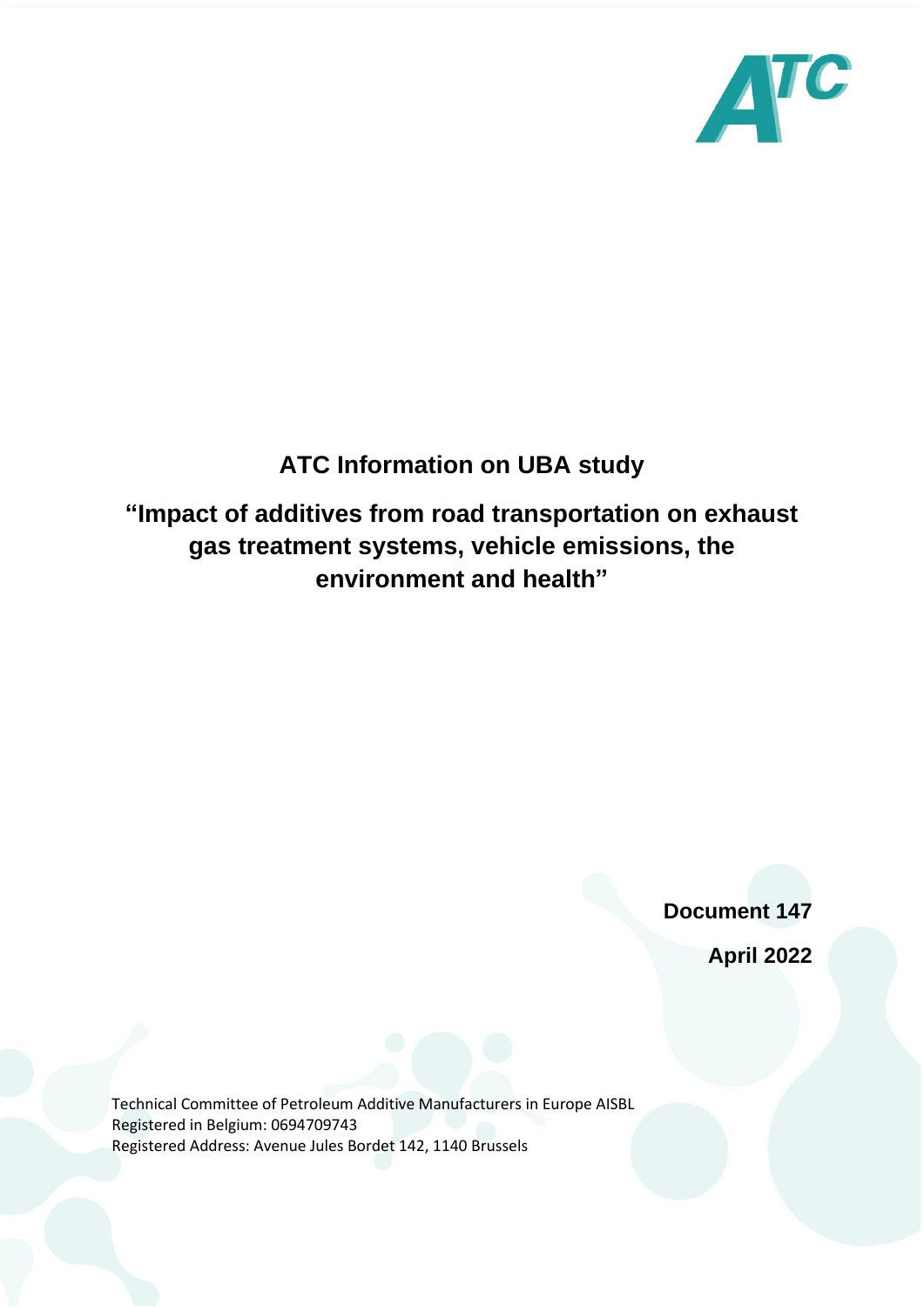# ATC Information on UBA study

## "Impact of additives from road transportation on exhaust gas treatment systems, vehicle emissions, the environment and health"

**Document 147**

**April 2022**

Technical Committee of Petroleum Additive Manufacturers in Europe AISBL
Registered in Belgium: 0694709743
Registered Address: Avenue Jules Bordet 142, 1140 Brussels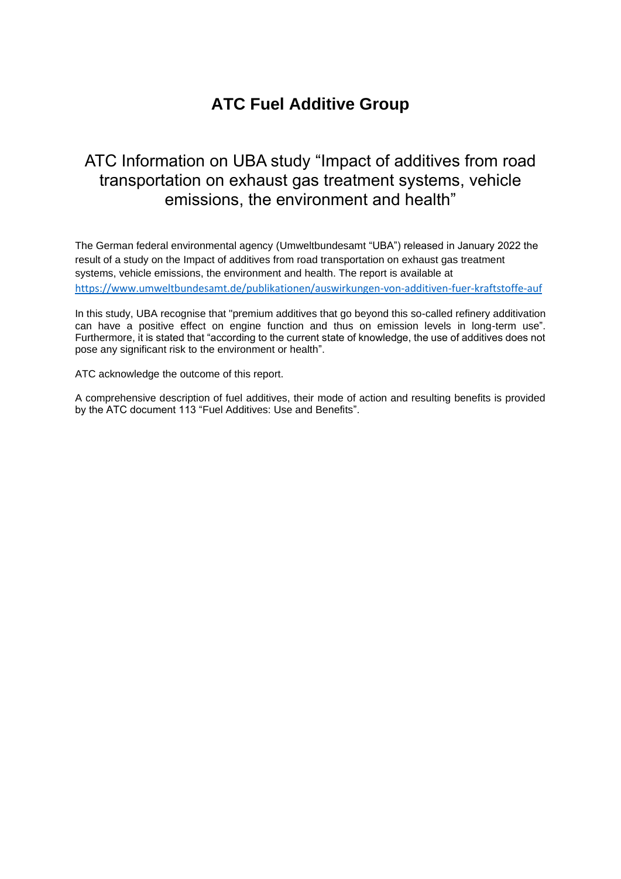# ATC Fuel Additive Group

## ATC Information on UBA study "Impact of additives from road transportation on exhaust gas treatment systems, vehicle emissions, the environment and health"

The German federal environmental agency (Umweltbundesamt "UBA") released in January 2022 the result of a study on the Impact of additives from road transportation on exhaust gas treatment systems, vehicle emissions, the environment and health. The report is available at https://www.umweltbundesamt.de/publikationen/auswirkungen-von-additiven-fuer-kraftstoffe-auf

In this study, UBA recognise that "premium additives that go beyond this so-called refinery additivation can have a positive effect on engine function and thus on emission levels in long-term use". Furthermore, it is stated that "according to the current state of knowledge, the use of additives does not pose any significant risk to the environment or health".

ATC acknowledge the outcome of this report.

A comprehensive description of fuel additives, their mode of action and resulting benefits is provided by the ATC document 113 "Fuel Additives: Use and Benefits".